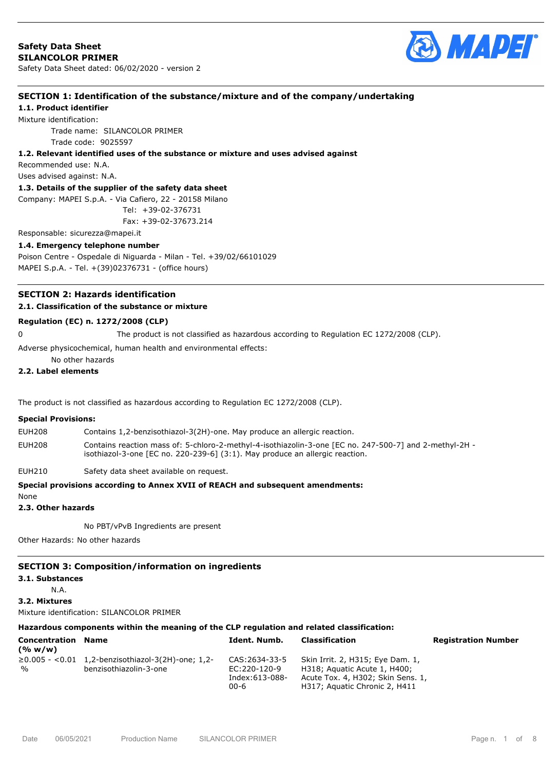**Safety Data Sheet**
**SILANCOLOR PRIMER**
Safety Data Sheet dated: 06/02/2020 - version 2

## SECTION 1: Identification of the substance/mixture and of the company/undertaking

### 1.1. Product identifier

Mixture identification:

Trade name: SILANCOLOR PRIMER
Trade code: 9025597

### 1.2. Relevant identified uses of the substance or mixture and uses advised against

Recommended use: N.A.
Uses advised against: N.A.

### 1.3. Details of the supplier of the safety data sheet

Company: MAPEI S.p.A. - Via Cafiero, 22 - 20158 Milano
Tel: +39-02-376731
Fax: +39-02-37673.214

Responsable: sicurezza@mapei.it

### 1.4. Emergency telephone number

Poison Centre - Ospedale di Niguarda - Milan - Tel. +39/02/66101029
MAPEI S.p.A. - Tel. +(39)02376731 - (office hours)

## SECTION 2: Hazards identification

### 2.1. Classification of the substance or mixture

**Regulation (EC) n. 1272/2008 (CLP)**

0 The product is not classified as hazardous according to Regulation EC 1272/2008 (CLP).

Adverse physicochemical, human health and environmental effects:

No other hazards

### 2.2. Label elements

The product is not classified as hazardous according to Regulation EC 1272/2008 (CLP).

**Special Provisions:**

EUH208 Contains 1,2-benzisothiazol-3(2H)-one. May produce an allergic reaction.

EUH208 Contains reaction mass of: 5-chloro-2-methyl-4-isothiazolin-3-one [EC no. 247-500-7] and 2-methyl-2H -isothiazol-3-one [EC no. 220-239-6] (3:1). May produce an allergic reaction.

EUH210 Safety data sheet available on request.

**Special provisions according to Annex XVII of REACH and subsequent amendments:**

None

### 2.3. Other hazards

No PBT/vPvB Ingredients are present

Other Hazards: No other hazards

## SECTION 3: Composition/information on ingredients

### 3.1. Substances

N.A.

### 3.2. Mixtures

Mixture identification: SILANCOLOR PRIMER

**Hazardous components within the meaning of the CLP regulation and related classification:**

| Concentration (% w/w) | Name | Ident. Numb. | Classification | Registration Number |
|---|---|---|---|---|
| ≥0.005 - <0.01 % | 1,2-benzisothiazol-3(2H)-one; 1,2-benzisothiazolin-3-one | CAS:2634-33-5 EC:220-120-9 Index:613-088-00-6 | Skin Irrit. 2, H315; Eye Dam. 1, H318; Aquatic Acute 1, H400; Acute Tox. 4, H302; Skin Sens. 1, H317; Aquatic Chronic 2, H411 | |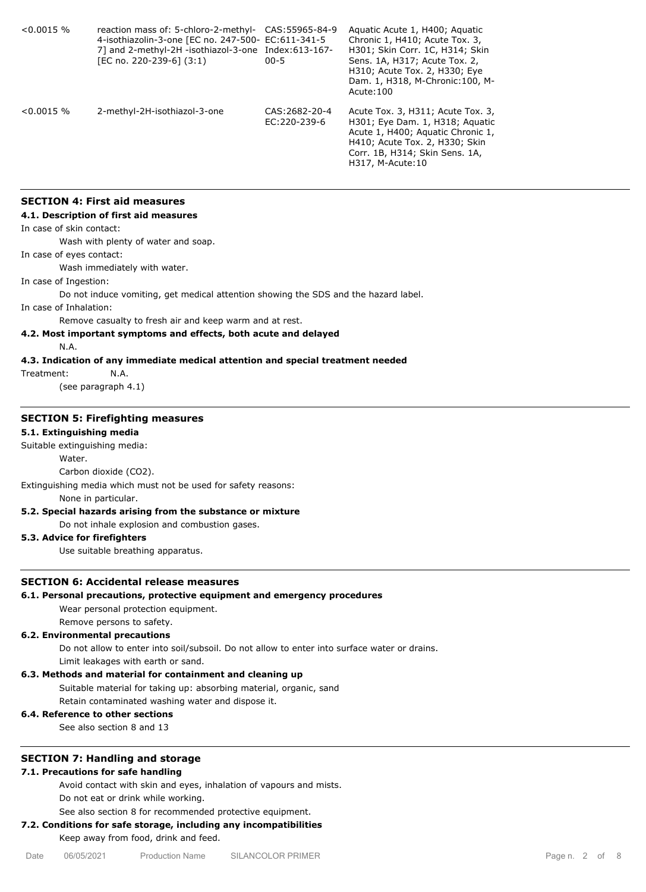| | | | |
|---|---|---|---|
| <0.0015 % | reaction mass of: 5-chloro-2-methyl-4-isothiazolin-3-one [EC no. 247-500-7] and 2-methyl-2H -isothiazol-3-one [EC no. 220-239-6] (3:1) | CAS:55965-84-9 EC:611-341-5 Index:613-167-00-5 | Aquatic Acute 1, H400; Aquatic Chronic 1, H410; Acute Tox. 3, H301; Skin Corr. 1C, H314; Skin Sens. 1A, H317; Acute Tox. 2, H310; Acute Tox. 2, H330; Eye Dam. 1, H318, M-Chronic:100, M-Acute:100 |
| <0.0015 % | 2-methyl-2H-isothiazol-3-one | CAS:2682-20-4 EC:220-239-6 | Acute Tox. 3, H311; Acute Tox. 3, H301; Eye Dam. 1, H318; Aquatic Acute 1, H400; Aquatic Chronic 1, H410; Acute Tox. 2, H330; Skin Corr. 1B, H314; Skin Sens. 1A, H317, M-Acute:10 |

## SECTION 4: First aid measures

### 4.1. Description of first aid measures

In case of skin contact:

Wash with plenty of water and soap.

In case of eyes contact:

Wash immediately with water.

In case of Ingestion:

Do not induce vomiting, get medical attention showing the SDS and the hazard label.

In case of Inhalation:

Remove casualty to fresh air and keep warm and at rest.

### 4.2. Most important symptoms and effects, both acute and delayed

N.A.

### 4.3. Indication of any immediate medical attention and special treatment needed

Treatment: N.A.

(see paragraph 4.1)

## SECTION 5: Firefighting measures

### 5.1. Extinguishing media

Suitable extinguishing media:

Water.

Carbon dioxide ($CO_2$).

Extinguishing media which must not be used for safety reasons:

None in particular.

### 5.2. Special hazards arising from the substance or mixture

Do not inhale explosion and combustion gases.

### 5.3. Advice for firefighters

Use suitable breathing apparatus.

## SECTION 6: Accidental release measures

### 6.1. Personal precautions, protective equipment and emergency procedures

Wear personal protection equipment.

Remove persons to safety.

### 6.2. Environmental precautions

Do not allow to enter into soil/subsoil. Do not allow to enter into surface water or drains.

Limit leakages with earth or sand.

### 6.3. Methods and material for containment and cleaning up

Suitable material for taking up: absorbing material, organic, sand

Retain contaminated washing water and dispose it.

### 6.4. Reference to other sections

See also section 8 and 13

## SECTION 7: Handling and storage

### 7.1. Precautions for safe handling

Avoid contact with skin and eyes, inhalation of vapours and mists.

Do not eat or drink while working.

See also section 8 for recommended protective equipment.

### 7.2. Conditions for safe storage, including any incompatibilities

Keep away from food, drink and feed.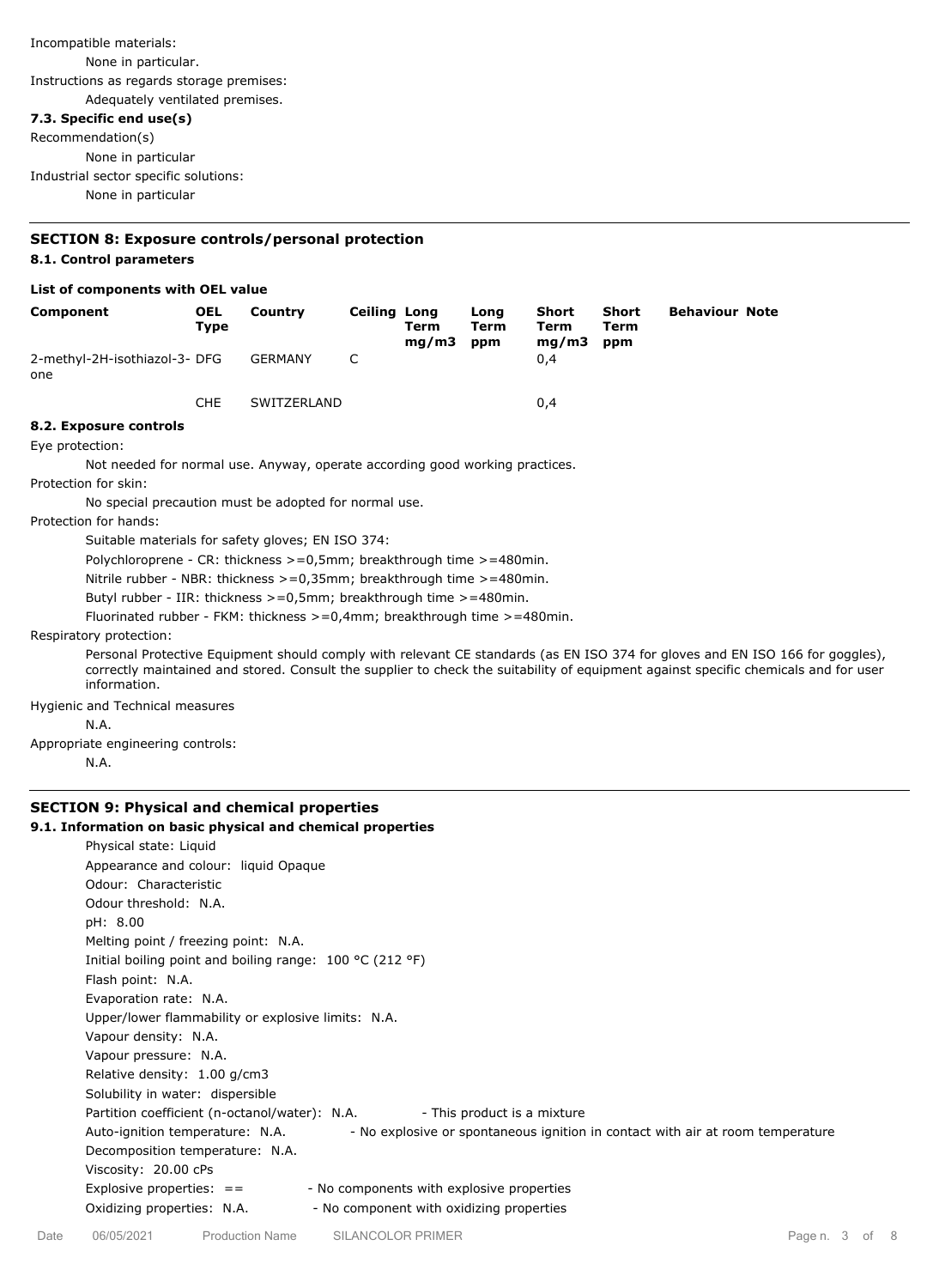Incompatible materials:

None in particular.

Instructions as regards storage premises:

Adequately ventilated premises.

**7.3. Specific end use(s)**

Recommendation(s)

None in particular

Industrial sector specific solutions:

None in particular

## SECTION 8: Exposure controls/personal protection

**8.1. Control parameters**

**List of components with OEL value**

| Component | OEL Type | Country | Ceiling | Long Term mg/m3 | Long Term ppm | Short Term mg/m3 | Short Term ppm | Behaviour | Note |
|---|---|---|---|---|---|---|---|---|---|
| 2-methyl-2H-isothiazol-3-one | DFG | GERMANY | C | | | 0,4 | | | |
| | CHE | SWITZERLAND | | | | 0,4 | | | |

**8.2. Exposure controls**

Eye protection:

Not needed for normal use. Anyway, operate according good working practices.

Protection for skin:

No special precaution must be adopted for normal use.

Protection for hands:

Suitable materials for safety gloves; EN ISO 374:

Polychloroprene - CR: thickness >=0,5mm; breakthrough time >=480min.

Nitrile rubber - NBR: thickness >=0,35mm; breakthrough time >=480min.

Butyl rubber - IIR: thickness >=0,5mm; breakthrough time >=480min.

Fluorinated rubber - FKM: thickness >=0,4mm; breakthrough time >=480min.

Respiratory protection:

Personal Protective Equipment should comply with relevant CE standards (as EN ISO 374 for gloves and EN ISO 166 for goggles), correctly maintained and stored. Consult the supplier to check the suitability of equipment against specific chemicals and for user information.

Hygienic and Technical measures

N.A.

Appropriate engineering controls:

N.A.

## SECTION 9: Physical and chemical properties

**9.1. Information on basic physical and chemical properties**

Physical state: Liquid
Appearance and colour: liquid Opaque
Odour: Characteristic
Odour threshold: N.A.
pH: 8.00
Melting point / freezing point: N.A.
Initial boiling point and boiling range: 100 °C (212 °F)
Flash point: N.A.
Evaporation rate: N.A.
Upper/lower flammability or explosive limits: N.A.
Vapour density: N.A.
Vapour pressure: N.A.
Relative density: 1.00 g/cm3
Solubility in water: dispersible
Partition coefficient (n-octanol/water): N.A. - This product is a mixture
Auto-ignition temperature: N.A. - No explosive or spontaneous ignition in contact with air at room temperature
Decomposition temperature: N.A.
Viscosity: 20.00 cPs
Explosive properties: == - No components with explosive properties
Oxidizing properties: N.A. - No component with oxidizing properties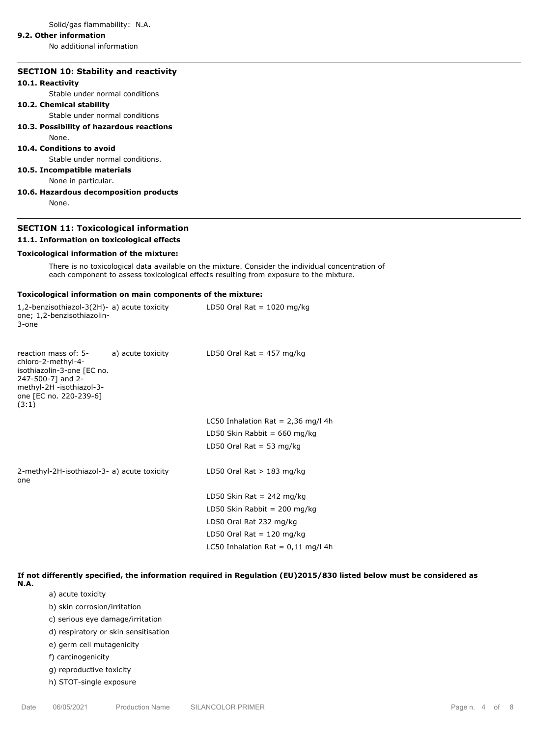Solid/gas flammability: N.A.

**9.2. Other information**

No additional information

## SECTION 10: Stability and reactivity

**10.1. Reactivity**

Stable under normal conditions

**10.2. Chemical stability**

Stable under normal conditions

**10.3. Possibility of hazardous reactions**

None.

**10.4. Conditions to avoid**

Stable under normal conditions.

**10.5. Incompatible materials**

None in particular.

**10.6. Hazardous decomposition products**

None.

## SECTION 11: Toxicological information

**11.1. Information on toxicological effects**

**Toxicological information of the mixture:**

There is no toxicological data available on the mixture. Consider the individual concentration of each component to assess toxicological effects resulting from exposure to the mixture.

**Toxicological information on main components of the mixture:**

| Component | Effect | Value |
|---|---|---|
| 1,2-benzisothiazol-3(2H)-one; 1,2-benzisothiazolin-3-one | a) acute toxicity | LD50 Oral Rat = 1020 mg/kg |
| reaction mass of: 5-chloro-2-methyl-4-isothiazolin-3-one [EC no. 247-500-7] and 2-methyl-2H -isothiazol-3-one [EC no. 220-239-6] (3:1) | a) acute toxicity | LD50 Oral Rat = 457 mg/kg |
| | | LC50 Inhalation Rat = 2,36 mg/l 4h |
| | | LD50 Skin Rabbit = 660 mg/kg |
| | | LD50 Oral Rat = 53 mg/kg |
| 2-methyl-2H-isothiazol-3-one | a) acute toxicity | LD50 Oral Rat > 183 mg/kg |
| | | LD50 Skin Rat = 242 mg/kg |
| | | LD50 Skin Rabbit = 200 mg/kg |
| | | LD50 Oral Rat 232 mg/kg |
| | | LD50 Oral Rat = 120 mg/kg |
| | | LC50 Inhalation Rat = 0,11 mg/l 4h |

**If not differently specified, the information required in Regulation (EU)2015/830 listed below must be considered as N.A.**

a) acute toxicity

b) skin corrosion/irritation

c) serious eye damage/irritation

d) respiratory or skin sensitisation

e) germ cell mutagenicity

f) carcinogenicity

g) reproductive toxicity

h) STOT-single exposure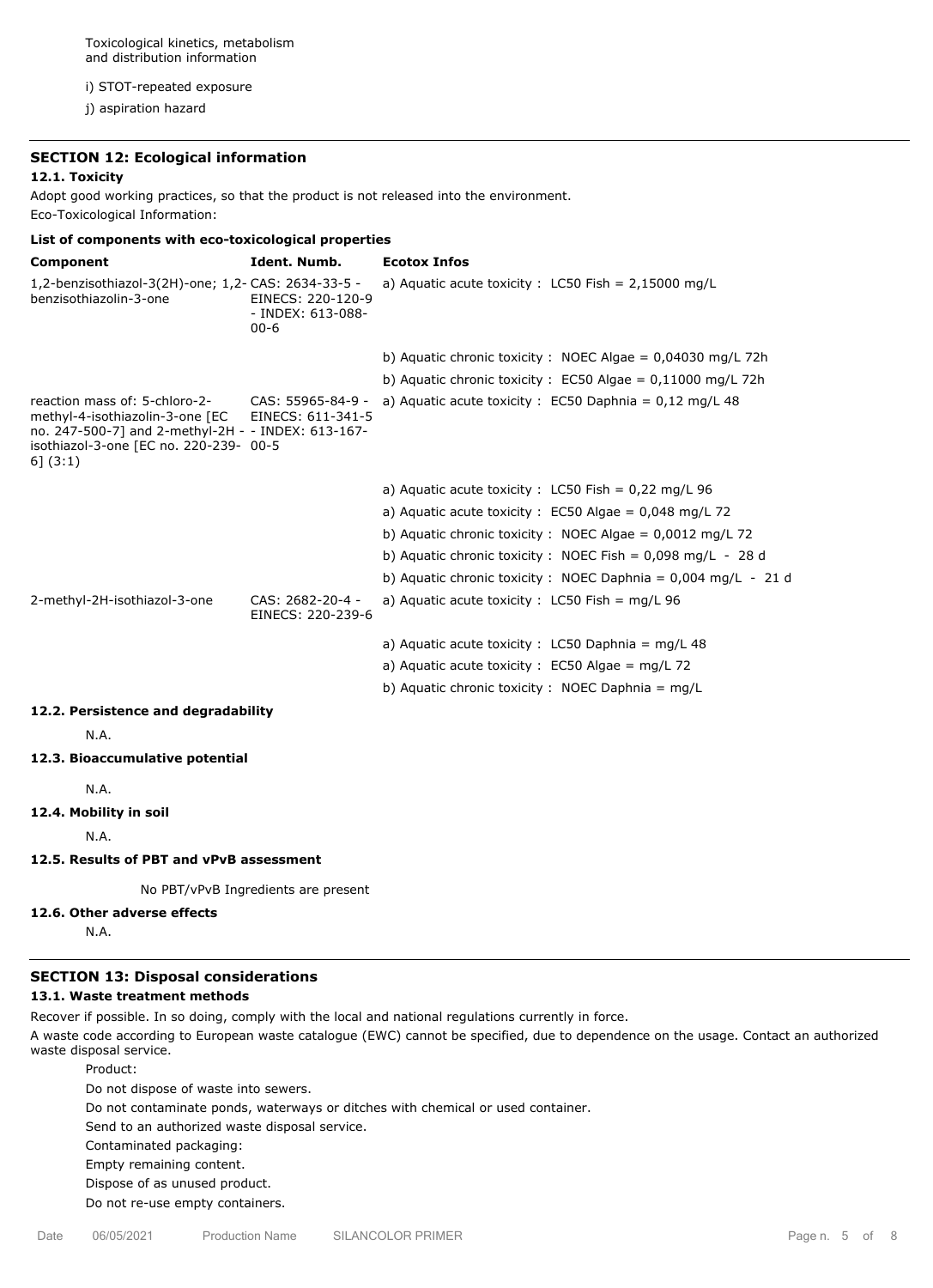Toxicological kinetics, metabolism and distribution information

i) STOT-repeated exposure

j) aspiration hazard

## SECTION 12: Ecological information

### 12.1. Toxicity

Adopt good working practices, so that the product is not released into the environment.

Eco-Toxicological Information:

**List of components with eco-toxicological properties**

| Component | Ident. Numb. | Ecotox Infos |
|---|---|---|
| 1,2-benzisothiazol-3(2H)-one; 1,2-benzisothiazolin-3-one | CAS: 2634-33-5 - EINECS: 220-120-9 - INDEX: 613-088-00-6 | a) Aquatic acute toxicity : LC50 Fish = 2,15000 mg/L |
| | | b) Aquatic chronic toxicity : NOEC Algae = 0,04030 mg/L 72h |
| | | b) Aquatic chronic toxicity : EC50 Algae = 0,11000 mg/L 72h |
| reaction mass of: 5-chloro-2-methyl-4-isothiazolin-3-one [EC no. 247-500-7] and 2-methyl-2H -isothiazol-3-one [EC no. 220-239-6] (3:1) | CAS: 55965-84-9 - EINECS: 611-341-5 - INDEX: 613-167-00-5 | a) Aquatic acute toxicity : EC50 Daphnia = 0,12 mg/L 48 |
| | | a) Aquatic acute toxicity : LC50 Fish = 0,22 mg/L 96 |
| | | a) Aquatic acute toxicity : EC50 Algae = 0,048 mg/L 72 |
| | | b) Aquatic chronic toxicity : NOEC Algae = 0,0012 mg/L 72 |
| | | b) Aquatic chronic toxicity : NOEC Fish = 0,098 mg/L - 28 d |
| | | b) Aquatic chronic toxicity : NOEC Daphnia = 0,004 mg/L - 21 d |
| 2-methyl-2H-isothiazol-3-one | CAS: 2682-20-4 - EINECS: 220-239-6 | a) Aquatic acute toxicity : LC50 Fish = mg/L 96 |
| | | a) Aquatic acute toxicity : LC50 Daphnia = mg/L 48 |
| | | a) Aquatic acute toxicity : EC50 Algae = mg/L 72 |
| | | b) Aquatic chronic toxicity : NOEC Daphnia = mg/L |

### 12.2. Persistence and degradability

N.A.

### 12.3. Bioaccumulative potential

N.A.

### 12.4. Mobility in soil

N.A.

### 12.5. Results of PBT and vPvB assessment

No PBT/vPvB Ingredients are present

### 12.6. Other adverse effects

N.A.

## SECTION 13: Disposal considerations

### 13.1. Waste treatment methods

Recover if possible. In so doing, comply with the local and national regulations currently in force.

A waste code according to European waste catalogue (EWC) cannot be specified, due to dependence on the usage. Contact an authorized waste disposal service.

Product:

Do not dispose of waste into sewers.

Do not contaminate ponds, waterways or ditches with chemical or used container.

Send to an authorized waste disposal service.

Contaminated packaging:

Empty remaining content.

Dispose of as unused product.

Do not re-use empty containers.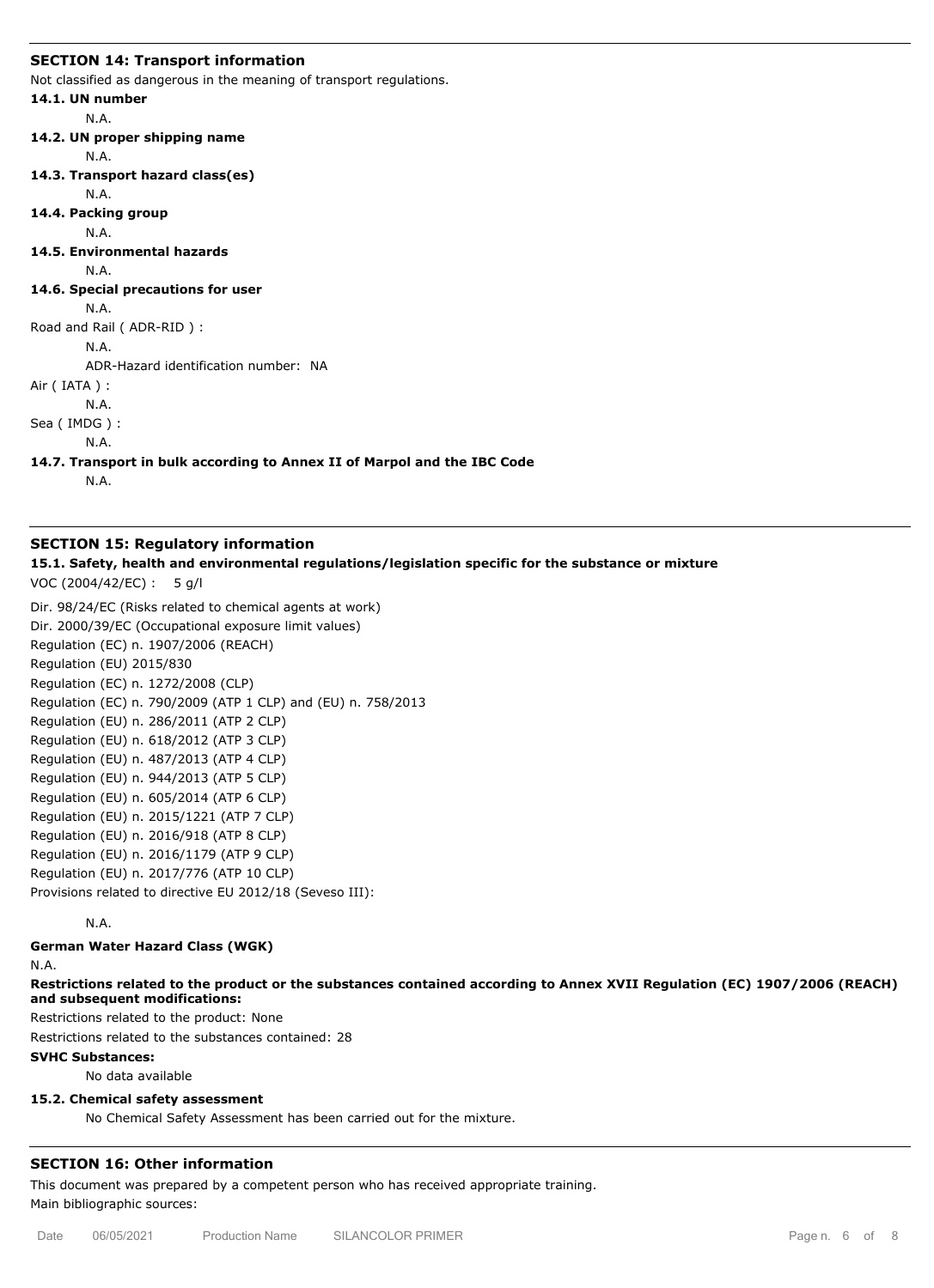## SECTION 14: Transport information

Not classified as dangerous in the meaning of transport regulations.

**14.1. UN number**

N.A.

**14.2. UN proper shipping name**

N.A.

**14.3. Transport hazard class(es)**

N.A.

**14.4. Packing group**

N.A.

**14.5. Environmental hazards**

N.A.

**14.6. Special precautions for user**

N.A.

Road and Rail ( ADR-RID ) :

N.A.

ADR-Hazard identification number: NA

Air ( IATA ) :

N.A.

Sea ( IMDG ) :

N.A.

**14.7. Transport in bulk according to Annex II of Marpol and the IBC Code**

N.A.

## SECTION 15: Regulatory information

**15.1. Safety, health and environmental regulations/legislation specific for the substance or mixture**

VOC (2004/42/EC) : 5 g/l

Dir. 98/24/EC (Risks related to chemical agents at work)
Dir. 2000/39/EC (Occupational exposure limit values)
Regulation (EC) n. 1907/2006 (REACH)
Regulation (EU) 2015/830
Regulation (EC) n. 1272/2008 (CLP)
Regulation (EC) n. 790/2009 (ATP 1 CLP) and (EU) n. 758/2013
Regulation (EU) n. 286/2011 (ATP 2 CLP)
Regulation (EU) n. 618/2012 (ATP 3 CLP)
Regulation (EU) n. 487/2013 (ATP 4 CLP)
Regulation (EU) n. 944/2013 (ATP 5 CLP)
Regulation (EU) n. 605/2014 (ATP 6 CLP)
Regulation (EU) n. 2015/1221 (ATP 7 CLP)
Regulation (EU) n. 2016/918 (ATP 8 CLP)
Regulation (EU) n. 2016/1179 (ATP 9 CLP)
Regulation (EU) n. 2017/776 (ATP 10 CLP)
Provisions related to directive EU 2012/18 (Seveso III):

N.A.

**German Water Hazard Class (WGK)**

N.A.

**Restrictions related to the product or the substances contained according to Annex XVII Regulation (EC) 1907/2006 (REACH) and subsequent modifications:**

Restrictions related to the product: None
Restrictions related to the substances contained: 28

**SVHC Substances:**

No data available

**15.2. Chemical safety assessment**

No Chemical Safety Assessment has been carried out for the mixture.

## SECTION 16: Other information

This document was prepared by a competent person who has received appropriate training.
Main bibliographic sources: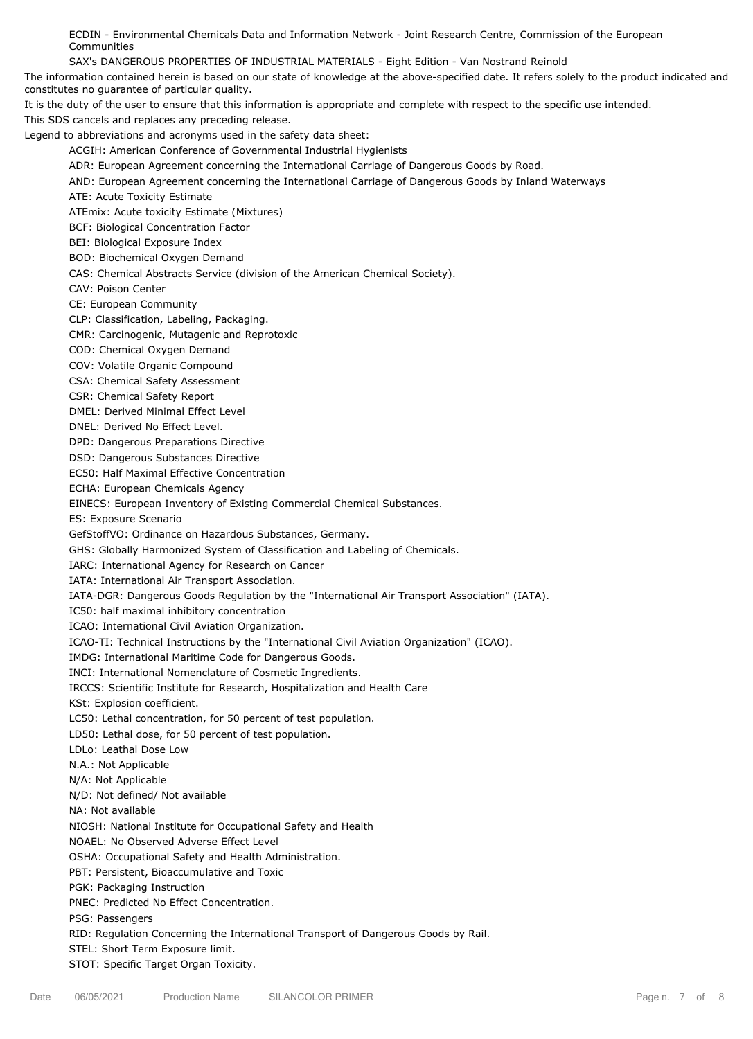ECDIN - Environmental Chemicals Data and Information Network - Joint Research Centre, Commission of the European Communities

SAX's DANGEROUS PROPERTIES OF INDUSTRIAL MATERIALS - Eight Edition - Van Nostrand Reinold

The information contained herein is based on our state of knowledge at the above-specified date. It refers solely to the product indicated and constitutes no guarantee of particular quality.

It is the duty of the user to ensure that this information is appropriate and complete with respect to the specific use intended.

This SDS cancels and replaces any preceding release.

Legend to abbreviations and acronyms used in the safety data sheet:

ACGIH: American Conference of Governmental Industrial Hygienists

ADR: European Agreement concerning the International Carriage of Dangerous Goods by Road.

AND: European Agreement concerning the International Carriage of Dangerous Goods by Inland Waterways

ATE: Acute Toxicity Estimate

ATEmix: Acute toxicity Estimate (Mixtures)

BCF: Biological Concentration Factor

BEI: Biological Exposure Index

BOD: Biochemical Oxygen Demand

CAS: Chemical Abstracts Service (division of the American Chemical Society).

CAV: Poison Center

CE: European Community

CLP: Classification, Labeling, Packaging.

CMR: Carcinogenic, Mutagenic and Reprotoxic

COD: Chemical Oxygen Demand

COV: Volatile Organic Compound

CSA: Chemical Safety Assessment

CSR: Chemical Safety Report

DMEL: Derived Minimal Effect Level

DNEL: Derived No Effect Level.

DPD: Dangerous Preparations Directive

DSD: Dangerous Substances Directive

EC50: Half Maximal Effective Concentration

ECHA: European Chemicals Agency

EINECS: European Inventory of Existing Commercial Chemical Substances.

ES: Exposure Scenario

GefStoffVO: Ordinance on Hazardous Substances, Germany.

GHS: Globally Harmonized System of Classification and Labeling of Chemicals.

IARC: International Agency for Research on Cancer

IATA: International Air Transport Association.

IATA-DGR: Dangerous Goods Regulation by the "International Air Transport Association" (IATA).

IC50: half maximal inhibitory concentration

ICAO: International Civil Aviation Organization.

ICAO-TI: Technical Instructions by the "International Civil Aviation Organization" (ICAO).

IMDG: International Maritime Code for Dangerous Goods.

INCI: International Nomenclature of Cosmetic Ingredients.

IRCCS: Scientific Institute for Research, Hospitalization and Health Care

KSt: Explosion coefficient.

LC50: Lethal concentration, for 50 percent of test population.

LD50: Lethal dose, for 50 percent of test population.

LDLo: Leathal Dose Low

N.A.: Not Applicable

N/A: Not Applicable

N/D: Not defined/ Not available

NA: Not available

NIOSH: National Institute for Occupational Safety and Health

NOAEL: No Observed Adverse Effect Level

OSHA: Occupational Safety and Health Administration.

PBT: Persistent, Bioaccumulative and Toxic

PGK: Packaging Instruction

PNEC: Predicted No Effect Concentration.

PSG: Passengers

RID: Regulation Concerning the International Transport of Dangerous Goods by Rail.

STEL: Short Term Exposure limit.

STOT: Specific Target Organ Toxicity.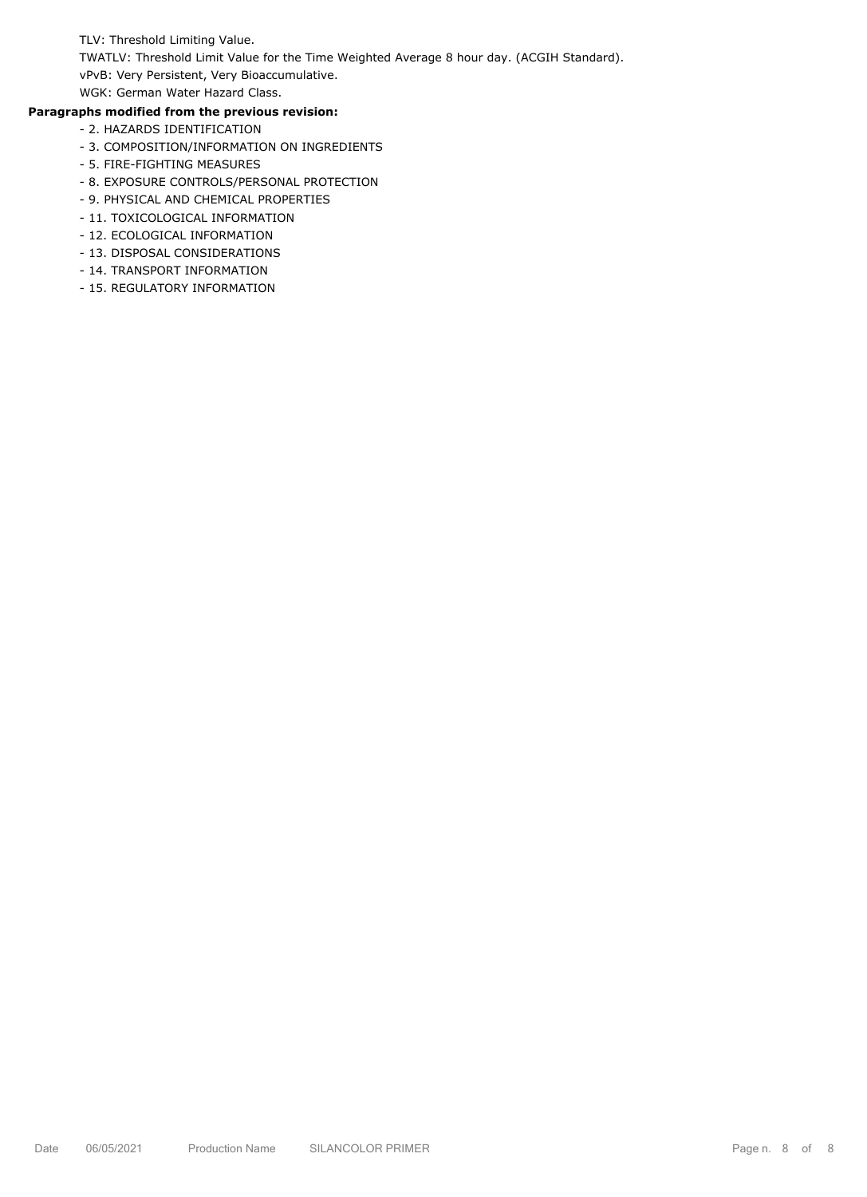TLV: Threshold Limiting Value.

TWATLV: Threshold Limit Value for the Time Weighted Average 8 hour day. (ACGIH Standard).

vPvB: Very Persistent, Very Bioaccumulative.

WGK: German Water Hazard Class.

**Paragraphs modified from the previous revision:**

- 2. HAZARDS IDENTIFICATION
- 3. COMPOSITION/INFORMATION ON INGREDIENTS
- 5. FIRE-FIGHTING MEASURES
- 8. EXPOSURE CONTROLS/PERSONAL PROTECTION
- 9. PHYSICAL AND CHEMICAL PROPERTIES
- 11. TOXICOLOGICAL INFORMATION
- 12. ECOLOGICAL INFORMATION
- 13. DISPOSAL CONSIDERATIONS
- 14. TRANSPORT INFORMATION
- 15. REGULATORY INFORMATION